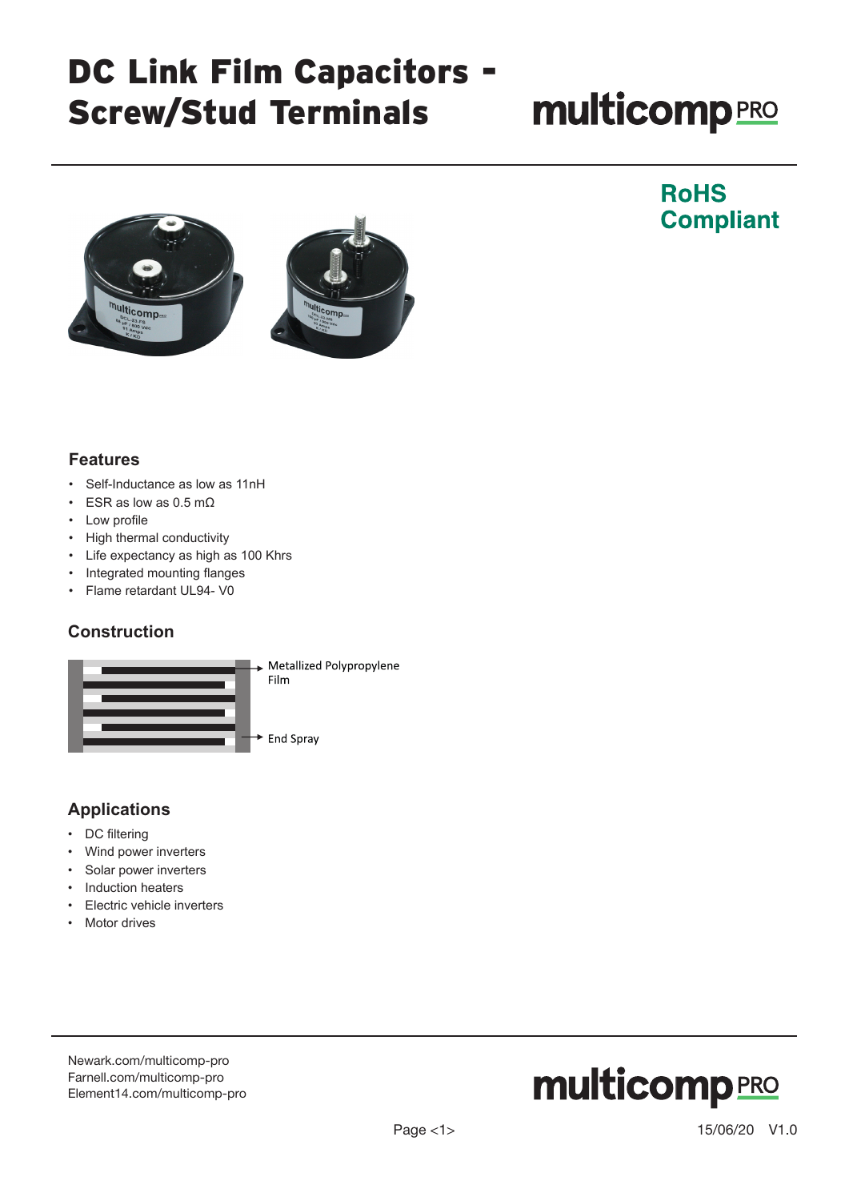# DC Link Film Capacitors - Screw/Stud Terminals

multicomp PRO

**RoHS Compliant**

## Features

- Self-Inductance as low as 11nH
- ESR as low as 0.5 mΩ
- Low profile
- High thermal conductivity
- Life expectancy as high as 100 Khrs
- Integrated mounting flanges
- Flame retardant UL94- V0

## Construction

Metallized Polypropylene Film

End Spray

## Applications

- DC filtering
- Wind power inverters
- Solar power inverters
- Induction heaters
- Electric vehicle inverters
- Motor drives

Newark.com/multicomp-pro
Farnell.com/multicomp-pro
Element14.com/multicomp-pro

15/06/20 V1.0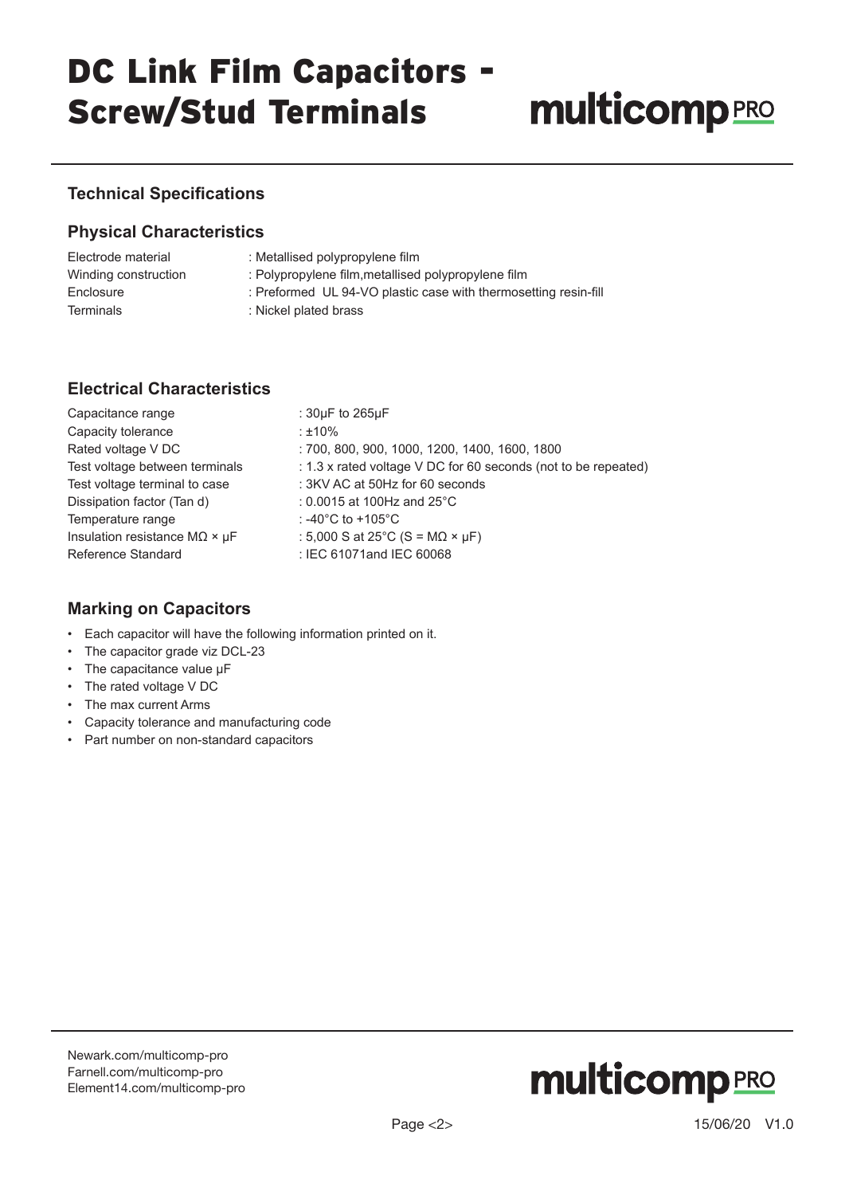## Technical Specifications

### Physical Characteristics

| | |
|---|---|
| Electrode material | : Metallised polypropylene film |
| Winding construction | : Polypropylene film,metallised polypropylene film |
| Enclosure | : Preformed UL 94-VO plastic case with thermosetting resin-fill |
| Terminals | : Nickel plated brass |

### Electrical Characteristics

| | |
|---|---|
| Capacitance range | : 30µF to 265µF |
| Capacity tolerance | : ±10% |
| Rated voltage V DC | : 700, 800, 900, 1000, 1200, 1400, 1600, 1800 |
| Test voltage between terminals | : 1.3 x rated voltage V DC for 60 seconds (not to be repeated) |
| Test voltage terminal to case | : 3KV AC at 50Hz for 60 seconds |
| Dissipation factor (Tan d) | : 0.0015 at 100Hz and 25°C |
| Temperature range | : -40°C to +105°C |
| Insulation resistance MΩ × µF | : 5,000 S at 25°C (S = MΩ × µF) |
| Reference Standard | : IEC 61071and IEC 60068 |

### Marking on Capacitors

- Each capacitor will have the following information printed on it.
- The capacitor grade viz DCL-23
- The capacitance value µF
- The rated voltage V DC
- The max current Arms
- Capacity tolerance and manufacturing code
- Part number on non-standard capacitors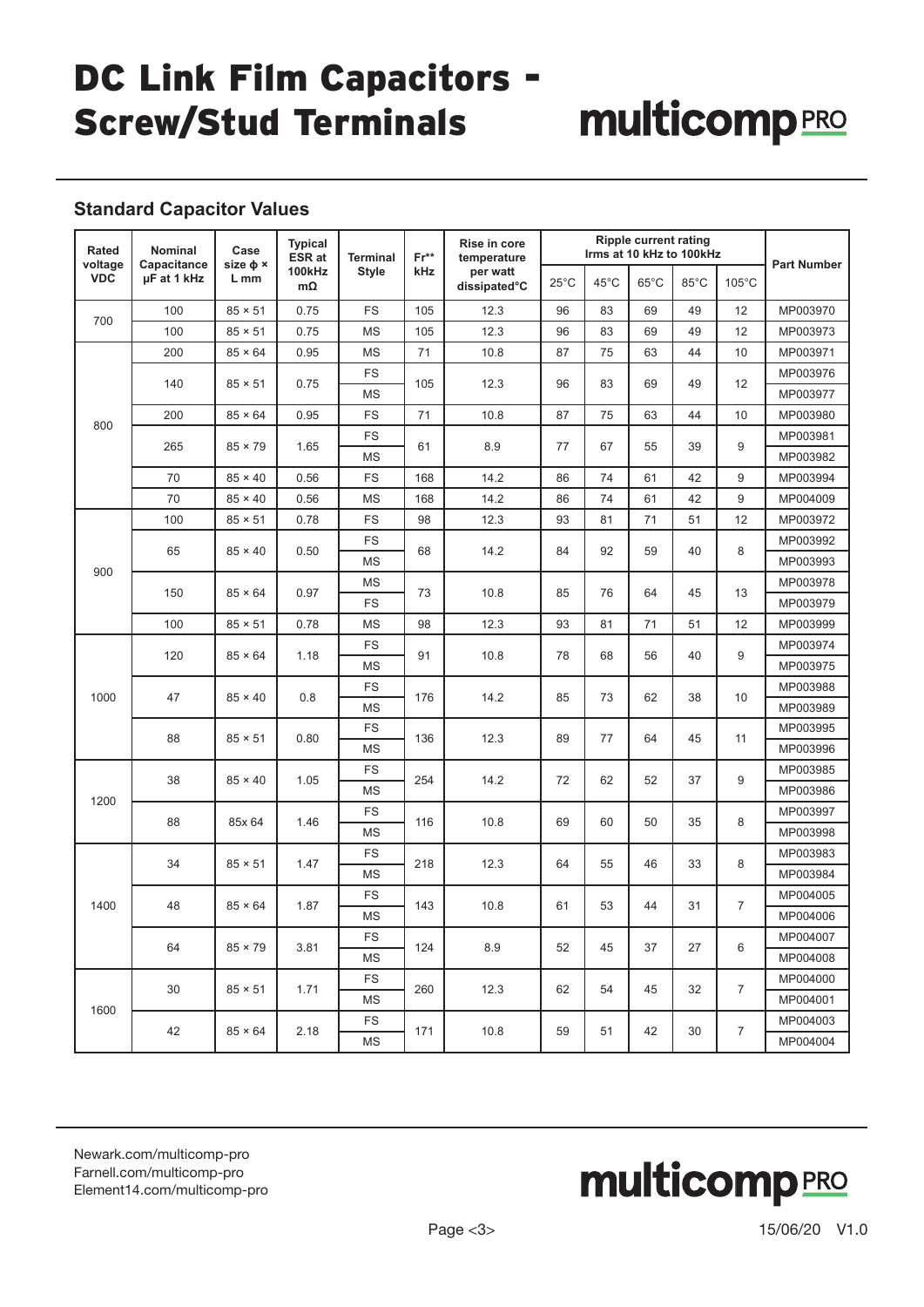# DC Link Film Capacitors - Screw/Stud Terminals

## Standard Capacitor Values

| Rated voltage VDC | Nominal Capacitance µF at 1 kHz | Case size ϕ × L mm | Typical ESR at 100kHz mΩ | Terminal Style | Fr** kHz | Rise in core temperature per watt dissipated°C | Ripple current rating Irms at 10 kHz to 100kHz | | | | | Part Number |
|---|---|---|---|---|---|---|---|---|---|---|---|---|
| | | | | | | | 25°C | 45°C | 65°C | 85°C | 105°C | |
| 700 | 100 | 85 × 51 | 0.75 | FS | 105 | 12.3 | 96 | 83 | 69 | 49 | 12 | MP003970 |
| | 100 | 85 × 51 | 0.75 | MS | 105 | 12.3 | 96 | 83 | 69 | 49 | 12 | MP003973 |
| 800 | 200 | 85 × 64 | 0.95 | MS | 71 | 10.8 | 87 | 75 | 63 | 44 | 10 | MP003971 |
| | 140 | 85 × 51 | 0.75 | FS | 105 | 12.3 | 96 | 83 | 69 | 49 | 12 | MP003976 |
| | | | | MS | | | | | | | | MP003977 |
| | 200 | 85 × 64 | 0.95 | FS | 71 | 10.8 | 87 | 75 | 63 | 44 | 10 | MP003980 |
| | 265 | 85 × 79 | 1.65 | FS | 61 | 8.9 | 77 | 67 | 55 | 39 | 9 | MP003981 |
| | | | | MS | | | | | | | | MP003982 |
| | 70 | 85 × 40 | 0.56 | FS | 168 | 14.2 | 86 | 74 | 61 | 42 | 9 | MP003994 |
| | 70 | 85 × 40 | 0.56 | MS | 168 | 14.2 | 86 | 74 | 61 | 42 | 9 | MP004009 |
| 900 | 100 | 85 × 51 | 0.78 | FS | 98 | 12.3 | 93 | 81 | 71 | 51 | 12 | MP003972 |
| | 65 | 85 × 40 | 0.50 | FS | 68 | 14.2 | 84 | 92 | 59 | 40 | 8 | MP003992 |
| | | | | MS | | | | | | | | MP003993 |
| | 150 | 85 × 64 | 0.97 | MS | 73 | 10.8 | 85 | 76 | 64 | 45 | 13 | MP003978 |
| | | | | FS | | | | | | | | MP003979 |
| | 100 | 85 × 51 | 0.78 | MS | 98 | 12.3 | 93 | 81 | 71 | 51 | 12 | MP003999 |
| 1000 | 120 | 85 × 64 | 1.18 | FS | 91 | 10.8 | 78 | 68 | 56 | 40 | 9 | MP003974 |
| | | | | MS | | | | | | | | MP003975 |
| | 47 | 85 × 40 | 0.8 | FS | 176 | 14.2 | 85 | 73 | 62 | 38 | 10 | MP003988 |
| | | | | MS | | | | | | | | MP003989 |
| | 88 | 85 × 51 | 0.80 | FS | 136 | 12.3 | 89 | 77 | 64 | 45 | 11 | MP003995 |
| | | | | MS | | | | | | | | MP003996 |
| 1200 | 38 | 85 × 40 | 1.05 | FS | 254 | 14.2 | 72 | 62 | 52 | 37 | 9 | MP003985 |
| | | | | MS | | | | | | | | MP003986 |
| | 88 | 85x 64 | 1.46 | FS | 116 | 10.8 | 69 | 60 | 50 | 35 | 8 | MP003997 |
| | | | | MS | | | | | | | | MP003998 |
| 1400 | 34 | 85 × 51 | 1.47 | FS | 218 | 12.3 | 64 | 55 | 46 | 33 | 8 | MP003983 |
| | | | | MS | | | | | | | | MP003984 |
| | 48 | 85 × 64 | 1.87 | FS | 143 | 10.8 | 61 | 53 | 44 | 31 | 7 | MP004005 |
| | | | | MS | | | | | | | | MP004006 |
| | 64 | 85 × 79 | 3.81 | FS | 124 | 8.9 | 52 | 45 | 37 | 27 | 6 | MP004007 |
| | | | | MS | | | | | | | | MP004008 |
| 1600 | 30 | 85 × 51 | 1.71 | FS | 260 | 12.3 | 62 | 54 | 45 | 32 | 7 | MP004000 |
| | | | | MS | | | | | | | | MP004001 |
| | 42 | 85 × 64 | 2.18 | FS | 171 | 10.8 | 59 | 51 | 42 | 30 | 7 | MP004003 |
| | | | | MS | | | | | | | | MP004004 |

Newark.com/multicomp-pro
Farnell.com/multicomp-pro
Element14.com/multicomp-pro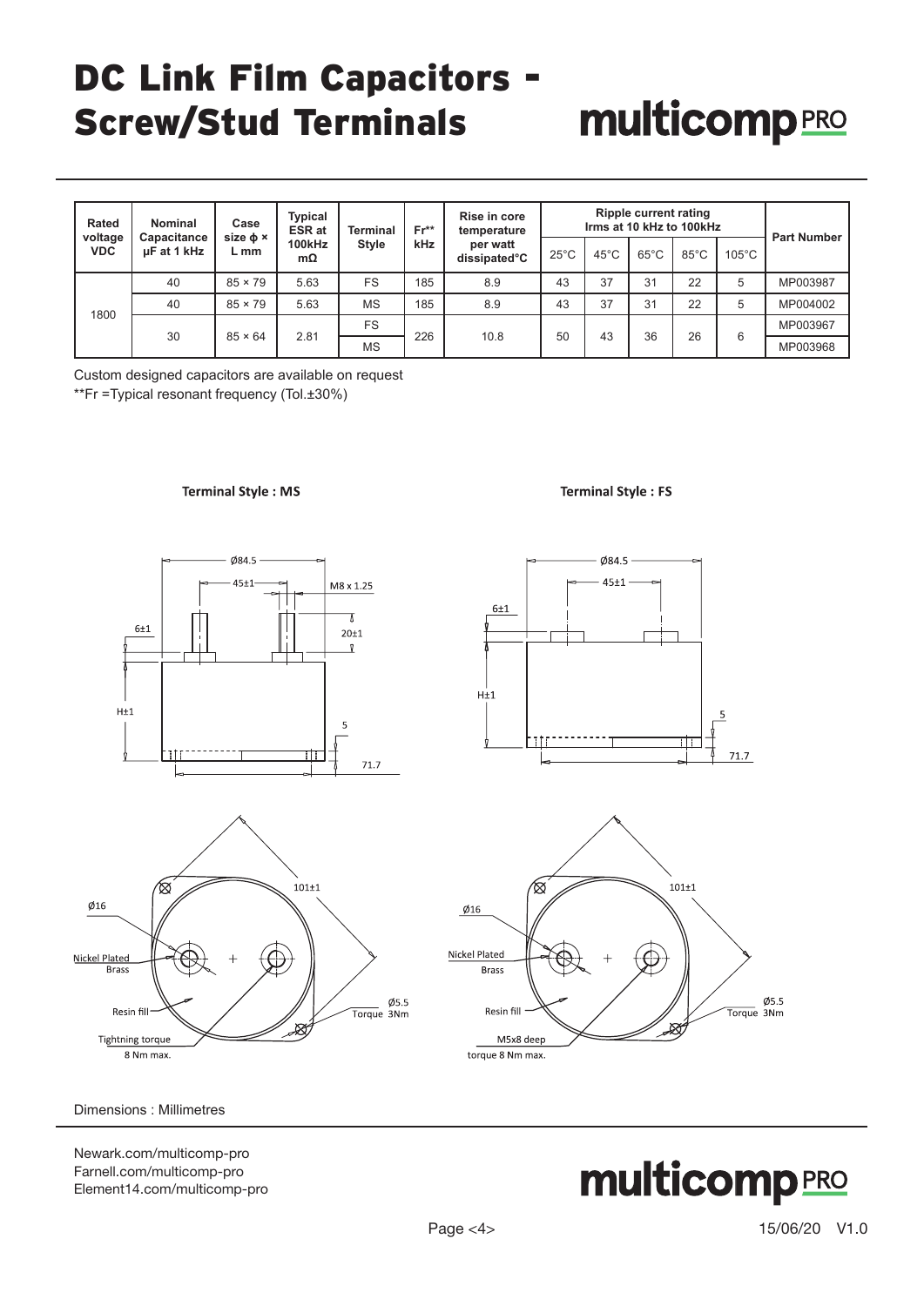# DC Link Film Capacitors - Screw/Stud Terminals

| Rated voltage VDC | Nominal Capacitance µF at 1 kHz | Case size ϕ × L mm | Typical ESR at 100kHz mΩ | Terminal Style | Fr** kHz | Rise in core temperature per watt dissipated°C | Ripple current rating Irms at 10 kHz to 100kHz | | | | | Part Number |
|---|---|---|---|---|---|---|---|---|---|---|---|---|
| | | | | | | | 25°C | 45°C | 65°C | 85°C | 105°C | |
| 1800 | 40 | 85 × 79 | 5.63 | FS | 185 | 8.9 | 43 | 37 | 31 | 22 | 5 | MP003987 |
| | 40 | 85 × 79 | 5.63 | MS | 185 | 8.9 | 43 | 37 | 31 | 22 | 5 | MP004002 |
| | 30 | 85 × 64 | 2.81 | FS | 226 | 10.8 | 50 | 43 | 36 | 26 | 6 | MP003967 |
| | | | | MS | | | | | | | | MP003968 |

Custom designed capacitors are available on request

**Fr =Typical resonant frequency (Tol.±30%)

**Terminal Style : MS**

Ø84.5, 45±1, M8 x 1.25, 6±1, 20±1, H±1, 5, 71.7, 101±1, Ø16, Nickel Plated Brass, Resin fill, Tightning torque 8 Nm max., Ø5.5 Torque 3Nm

**Terminal Style : FS**

Ø84.5, 45±1, 6±1, H±1, 5, 71.7, 101±1, Ø16, Nickel Plated Brass, Resin fill, M5x8 deep torque 8 Nm max., Ø5.5 Torque 3Nm

Dimensions : Millimetres

Newark.com/multicomp-pro
Farnell.com/multicomp-pro
Element14.com/multicomp-pro

15/06/20 V1.0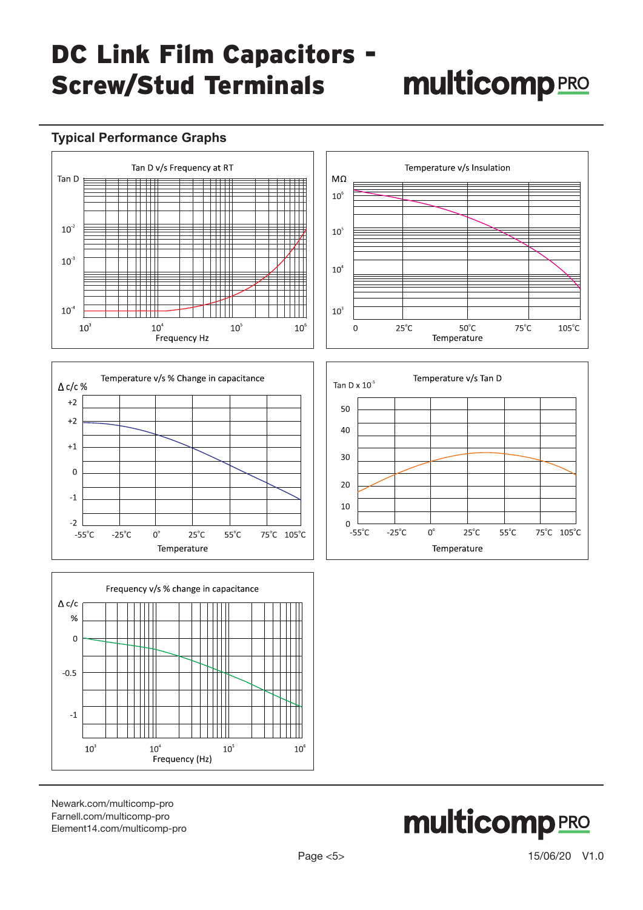# DC Link Film Capacitors - Screw/Stud Terminals

## Typical Performance Graphs

Tan D v/s Frequency at RT

Tan D

$10^{-2}$

$10^{-3}$

$10^{-4}$

$10^{3}$ $10^{4}$ $10^{5}$ $10^{6}$

Frequency Hz

Temperature v/s Insulation

MΩ

$10^{6}$

$10^{5}$

$10^{4}$

$10^{3}$

0 25°C 50°C 75°C 105°C

Temperature

Temperature v/s % Change in capacitance

Δ c/c %

+2

+2

+1

0

-1

-2

-55°C -25°C 0° 25°C 55°C 75°C 105°C

Temperature

Temperature v/s Tan D

Tan D x $10^{-5}$

50

40

30

20

10

0

-55°C -25°C 0° 25°C 55°C 75°C 105°C

Temperature

Frequency v/s % change in capacitance

Δ c/c

%

0

-0.5

-1

$10^{3}$ $10^{4}$ $10^{5}$ $10^{6}$

Frequency (Hz)

Newark.com/multicomp-pro
Farnell.com/multicomp-pro
Element14.com/multicomp-pro

15/06/20 V1.0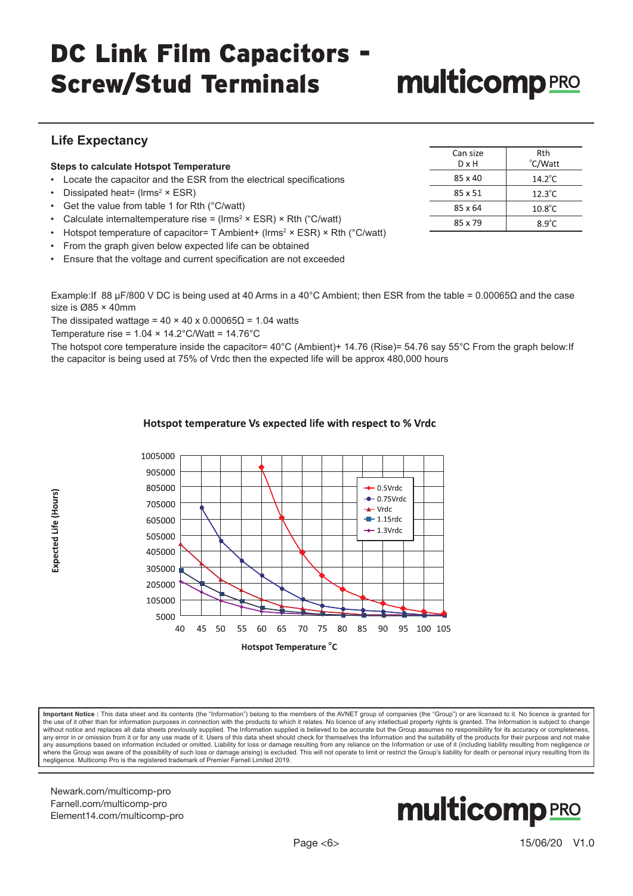# DC Link Film Capacitors - Screw/Stud Terminals

## Life Expectancy

**Steps to calculate Hotspot Temperature**

- Locate the capacitor and the ESR from the electrical specifications
- Dissipated heat= ($Irms^2$ × ESR)
- Get the value from table 1 for Rth (°C/watt)
- Calculate internaltemperature rise = ($Irms^2$ × ESR) × Rth ("C/watt)
- Hotspot temperature of capacitor= T Ambient+ ($Irms^2$ × ESR) × Rth (°C/watt)
- From the graph given below expected life can be obtained
- Ensure that the voltage and current specification are not exceeded

| Can size D x H | Rth °C/Watt |
|---|---|
| 85 x 40 | 14.2°C |
| 85 x 51 | 12.3°C |
| 85 x 64 | 10.8°C |
| 85 x 79 | 8.9°C |

Example:If 88 µF/800 V DC is being used at 40 Arms in a 40°C Ambient; then ESR from the table = 0.00065Ω and the case size is Ø85 × 40mm

The dissipated wattage = 40 × 40 x 0.00065Ω = 1.04 watts

Temperature rise = 1.04 × 14.2°C/Watt = 14.76°C

The hotspot core temperature inside the capacitor= 40°C (Ambient)+ 14.76 (Rise)= 54.76 say 55°C From the graph below:If the capacitor is being used at 75% of Vrdc then the expected life will be approx 480,000 hours

**Hotspot temperature Vs expected life with respect to % Vrdc**

Expected Life (Hours)

1005000
905000
805000
705000
605000
505000
405000
305000
205000
105000
5000

40 45 50 55 60 65 70 75 80 85 90 95 100 105

Hotspot Temperature °C

0.5Vrdc
0.75Vrdc
Vrdc
1.15rdc
1.3Vrdc

**Important Notice :** This data sheet and its contents (the "Information") belong to the members of the AVNET group of companies (the "Group") or are licensed to it. No licence is granted for the use of it other than for information purposes in connection with the products to which it relates. No licence of any intellectual property rights is granted. The Information is subject to change without notice and replaces all data sheets previously supplied. The Information supplied is believed to be accurate but the Group assumes no responsibility for its accuracy or completeness, any error in or omission from it or for any use made of it. Users of this data sheet should check for themselves the Information and the suitability of the products for their purpose and not make any assumptions based on information included or omitted. Liability for loss or damage resulting from any reliance on the Information or use of it (including liability resulting from negligence or where the Group was aware of the possibility of such loss or damage arising) is excluded. This will not operate to limit or restrict the Group's liability for death or personal injury resulting from its negligence. Multicomp Pro is the registered trademark of Premier Farnell Limited 2019.

Newark.com/multicomp-pro
Farnell.com/multicomp-pro
Element14.com/multicomp-pro

15/06/20 V1.0